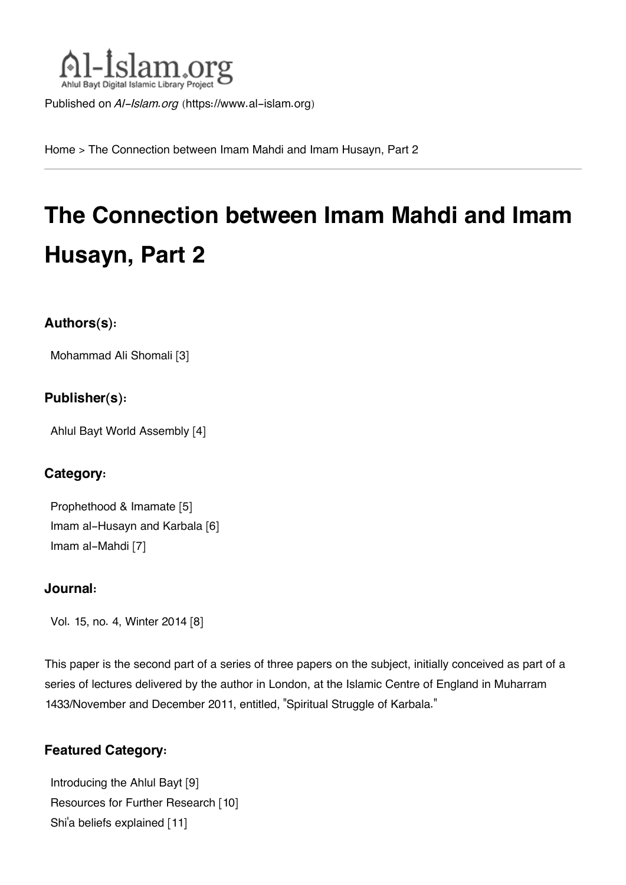Al-Islam.org
Ahlul Bayt Digital Islamic Library Project

Published on *Al-Islam.org* (https://www.al-islam.org)

Home > The Connection between Imam Mahdi and Imam Husayn, Part 2

# The Connection between Imam Mahdi and Imam Husayn, Part 2

### Authors(s):

Mohammad Ali Shomali [3]

### Publisher(s):

Ahlul Bayt World Assembly [4]

### Category:

Prophethood & Imamate [5]
Imam al-Husayn and Karbala [6]
Imam al-Mahdi [7]

### Journal:

Vol. 15, no. 4, Winter 2014 [8]

This paper is the second part of a series of three papers on the subject, initially conceived as part of a series of lectures delivered by the author in London, at the Islamic Centre of England in Muharram 1433/November and December 2011, entitled, "Spiritual Struggle of Karbala."

### Featured Category:

Introducing the Ahlul Bayt [9]
Resources for Further Research [10]
Shi'a beliefs explained [11]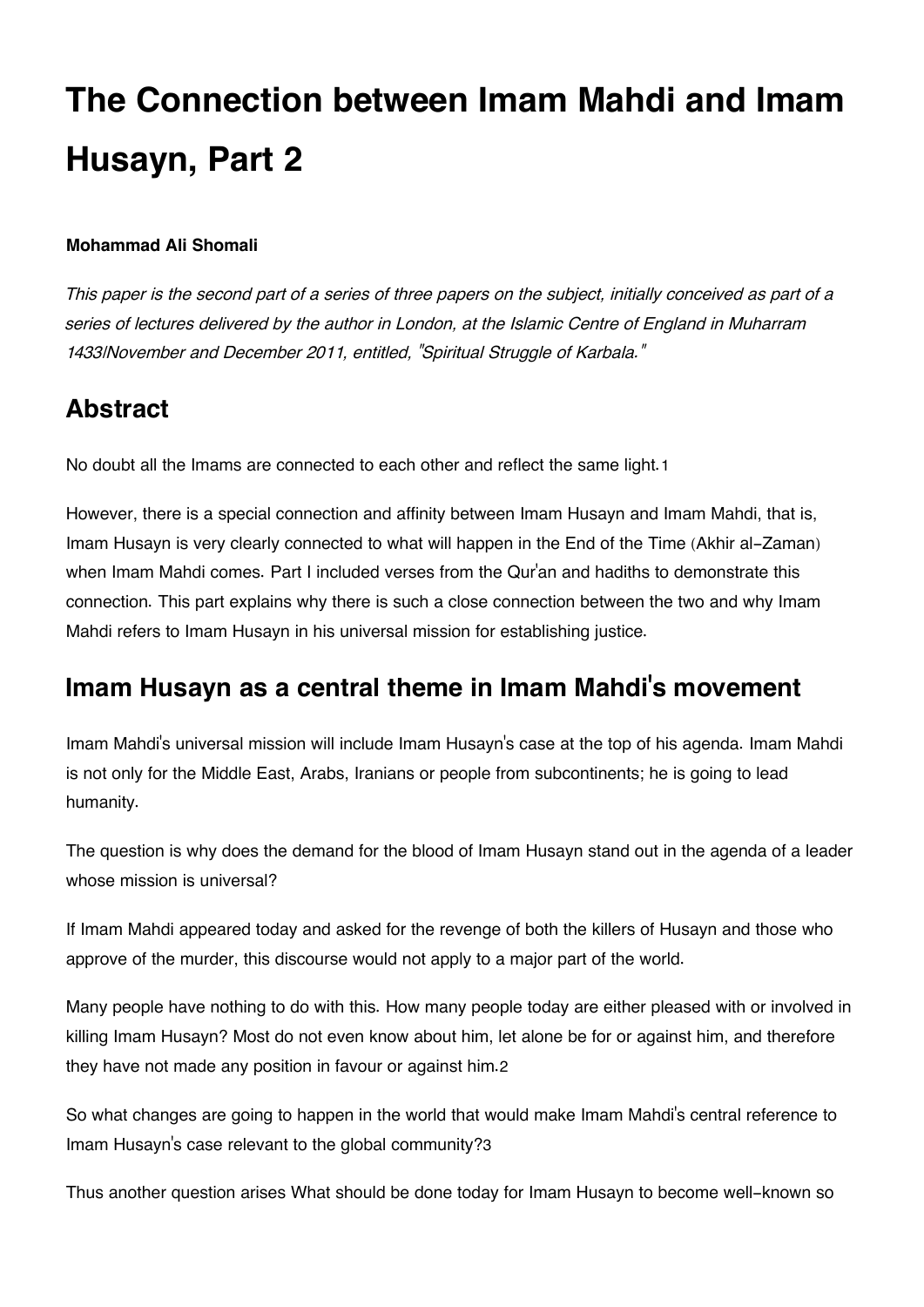# The Connection between Imam Mahdi and Imam Husayn, Part 2

**Mohammad Ali Shomali**

*This paper is the second part of a series of three papers on the subject, initially conceived as part of a series of lectures delivered by the author in London, at the Islamic Centre of England in Muharram 1433/November and December 2011, entitled, "Spiritual Struggle of Karbala."*

## Abstract

No doubt all the Imams are connected to each other and reflect the same light.[1]

However, there is a special connection and affinity between Imam Husayn and Imam Mahdi, that is, Imam Husayn is very clearly connected to what will happen in the End of the Time (Akhir al-Zaman) when Imam Mahdi comes. Part I included verses from the Qur'an and hadiths to demonstrate this connection. This part explains why there is such a close connection between the two and why Imam Mahdi refers to Imam Husayn in his universal mission for establishing justice.

## Imam Husayn as a central theme in Imam Mahdi's movement

Imam Mahdi's universal mission will include Imam Husayn's case at the top of his agenda. Imam Mahdi is not only for the Middle East, Arabs, Iranians or people from subcontinents; he is going to lead humanity.

The question is why does the demand for the blood of Imam Husayn stand out in the agenda of a leader whose mission is universal?

If Imam Mahdi appeared today and asked for the revenge of both the killers of Husayn and those who approve of the murder, this discourse would not apply to a major part of the world.

Many people have nothing to do with this. How many people today are either pleased with or involved in killing Imam Husayn? Most do not even know about him, let alone be for or against him, and therefore they have not made any position in favour or against him.[2]

So what changes are going to happen in the world that would make Imam Mahdi's central reference to Imam Husayn's case relevant to the global community?[3]

Thus another question arises What should be done today for Imam Husayn to become well-known so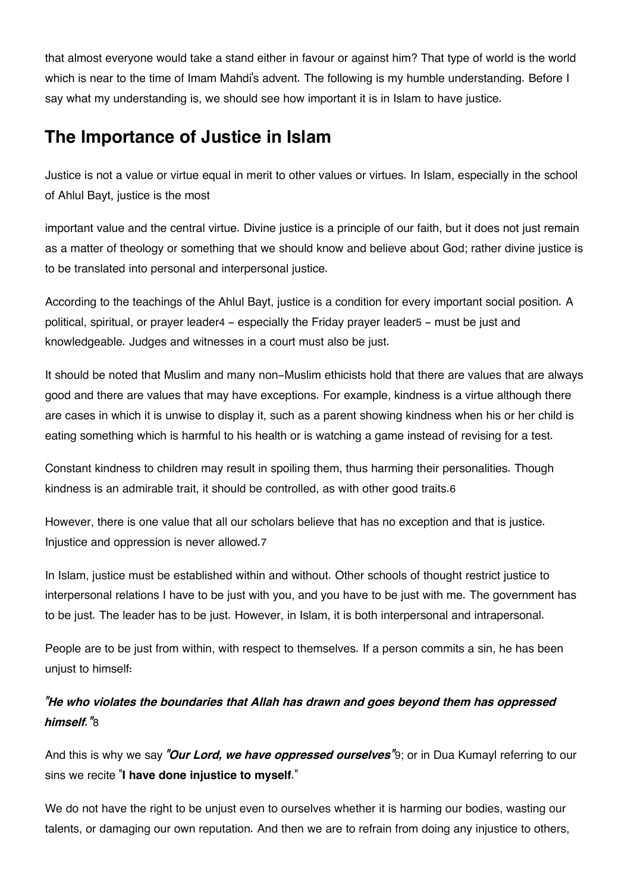that almost everyone would take a stand either in favour or against him? That type of world is the world which is near to the time of Imam Mahdi's advent. The following is my humble understanding. Before I say what my understanding is, we should see how important it is in Islam to have justice.

## The Importance of Justice in Islam

Justice is not a value or virtue equal in merit to other values or virtues. In Islam, especially in the school of Ahlul Bayt, justice is the most important value and the central virtue. Divine justice is a principle of our faith, but it does not just remain as a matter of theology or something that we should know and believe about God; rather divine justice is to be translated into personal and interpersonal justice.

According to the teachings of the Ahlul Bayt, justice is a condition for every important social position. A political, spiritual, or prayer leader[4] – especially the Friday prayer leader[5] – must be just and knowledgeable. Judges and witnesses in a court must also be just.

It should be noted that Muslim and many non-Muslim ethicists hold that there are values that are always good and there are values that may have exceptions. For example, kindness is a virtue although there are cases in which it is unwise to display it, such as a parent showing kindness when his or her child is eating something which is harmful to his health or is watching a game instead of revising for a test.

Constant kindness to children may result in spoiling them, thus harming their personalities. Though kindness is an admirable trait, it should be controlled, as with other good traits.[6]

However, there is one value that all our scholars believe that has no exception and that is justice. Injustice and oppression is never allowed.[7]

In Islam, justice must be established within and without. Other schools of thought restrict justice to interpersonal relations I have to be just with you, and you have to be just with me. The government has to be just. The leader has to be just. However, in Islam, it is both interpersonal and intrapersonal.

People are to be just from within, with respect to themselves. If a person commits a sin, he has been unjust to himself:

### *"He who violates the boundaries that Allah has drawn and goes beyond them has oppressed himself."*[8]

And this is why we say ***"Our Lord, we have oppressed ourselves"***[9]; or in Dua Kumayl referring to our sins we recite "**I have done injustice to myself**."

We do not have the right to be unjust even to ourselves whether it is harming our bodies, wasting our talents, or damaging our own reputation. And then we are to refrain from doing any injustice to others,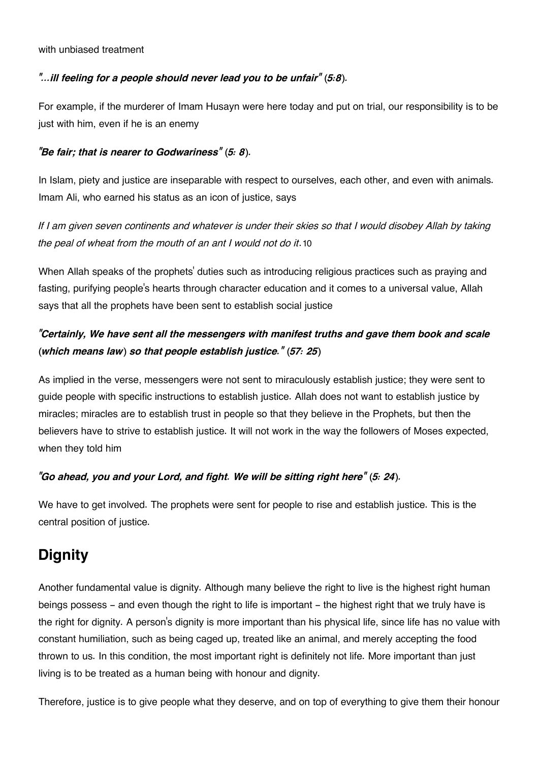with unbiased treatment

***"...ill feeling for a people should never lead you to be unfair" (5:8).***

For example, if the murderer of Imam Husayn were here today and put on trial, our responsibility is to be just with him, even if he is an enemy

***"Be fair; that is nearer to Godwariness" (5: 8).***

In Islam, piety and justice are inseparable with respect to ourselves, each other, and even with animals. Imam Ali, who earned his status as an icon of justice, says

*If I am given seven continents and whatever is under their skies so that I would disobey Allah by taking the peal of wheat from the mouth of an ant I would not do it.*[10]

When Allah speaks of the prophets' duties such as introducing religious practices such as praying and fasting, purifying people's hearts through character education and it comes to a universal value, Allah says that all the prophets have been sent to establish social justice

***"Certainly, We have sent all the messengers with manifest truths and gave them book and scale (which means law) so that people establish justice." (57: 25)***

As implied in the verse, messengers were not sent to miraculously establish justice; they were sent to guide people with specific instructions to establish justice. Allah does not want to establish justice by miracles; miracles are to establish trust in people so that they believe in the Prophets, but then the believers have to strive to establish justice. It will not work in the way the followers of Moses expected, when they told him

***"Go ahead, you and your Lord, and fight. We will be sitting right here" (5: 24).***

We have to get involved. The prophets were sent for people to rise and establish justice. This is the central position of justice.

## Dignity

Another fundamental value is dignity. Although many believe the right to live is the highest right human beings possess – and even though the right to life is important – the highest right that we truly have is the right for dignity. A person's dignity is more important than his physical life, since life has no value with constant humiliation, such as being caged up, treated like an animal, and merely accepting the food thrown to us. In this condition, the most important right is definitely not life. More important than just living is to be treated as a human being with honour and dignity.

Therefore, justice is to give people what they deserve, and on top of everything to give them their honour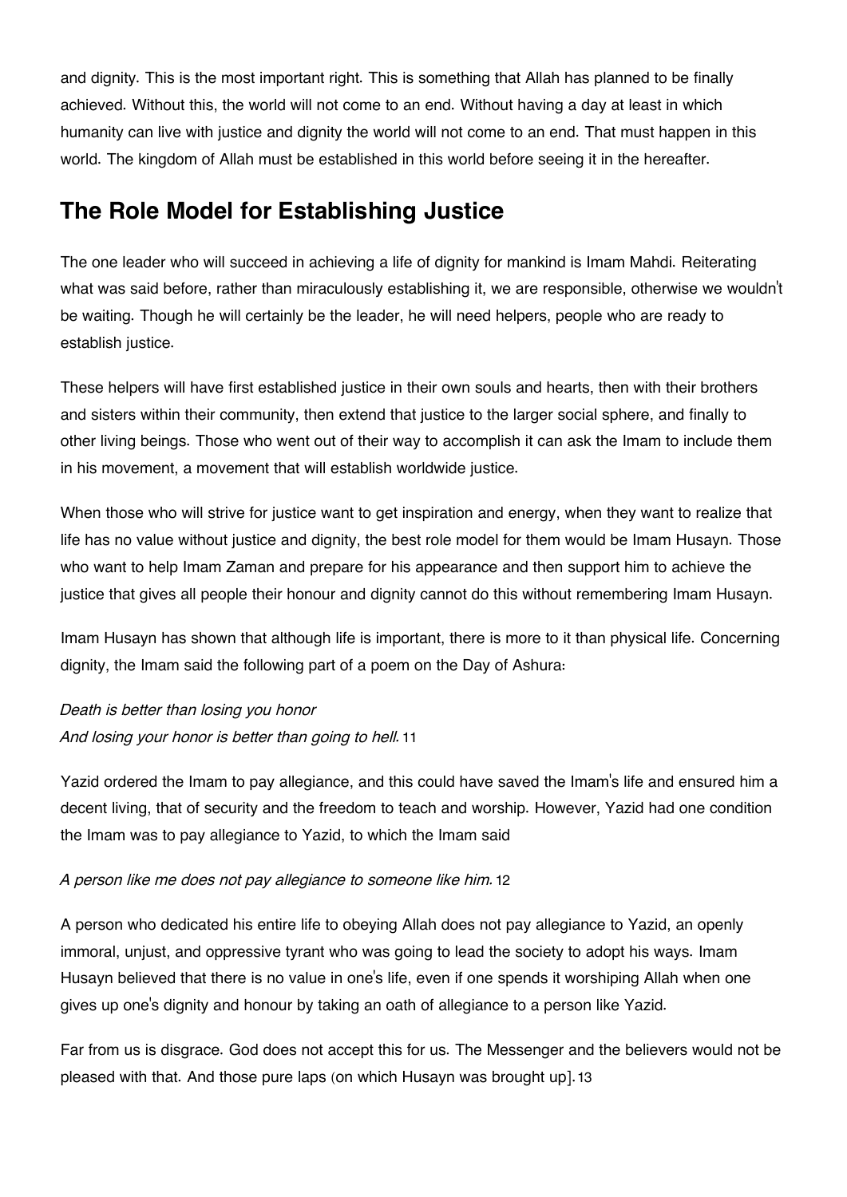and dignity. This is the most important right. This is something that Allah has planned to be finally achieved. Without this, the world will not come to an end. Without having a day at least in which humanity can live with justice and dignity the world will not come to an end. That must happen in this world. The kingdom of Allah must be established in this world before seeing it in the hereafter.

## The Role Model for Establishing Justice

The one leader who will succeed in achieving a life of dignity for mankind is Imam Mahdi. Reiterating what was said before, rather than miraculously establishing it, we are responsible, otherwise we wouldn't be waiting. Though he will certainly be the leader, he will need helpers, people who are ready to establish justice.

These helpers will have first established justice in their own souls and hearts, then with their brothers and sisters within their community, then extend that justice to the larger social sphere, and finally to other living beings. Those who went out of their way to accomplish it can ask the Imam to include them in his movement, a movement that will establish worldwide justice.

When those who will strive for justice want to get inspiration and energy, when they want to realize that life has no value without justice and dignity, the best role model for them would be Imam Husayn. Those who want to help Imam Zaman and prepare for his appearance and then support him to achieve the justice that gives all people their honour and dignity cannot do this without remembering Imam Husayn.

Imam Husayn has shown that although life is important, there is more to it than physical life. Concerning dignity, the Imam said the following part of a poem on the Day of Ashura:

*Death is better than losing you honor*
*And losing your honor is better than going to hell.* [11]

Yazid ordered the Imam to pay allegiance, and this could have saved the Imam's life and ensured him a decent living, that of security and the freedom to teach and worship. However, Yazid had one condition the Imam was to pay allegiance to Yazid, to which the Imam said

*A person like me does not pay allegiance to someone like him.* [12]

A person who dedicated his entire life to obeying Allah does not pay allegiance to Yazid, an openly immoral, unjust, and oppressive tyrant who was going to lead the society to adopt his ways. Imam Husayn believed that there is no value in one's life, even if one spends it worshiping Allah when one gives up one's dignity and honour by taking an oath of allegiance to a person like Yazid.

Far from us is disgrace. God does not accept this for us. The Messenger and the believers would not be pleased with that. And those pure laps (on which Husayn was brought up]. [13]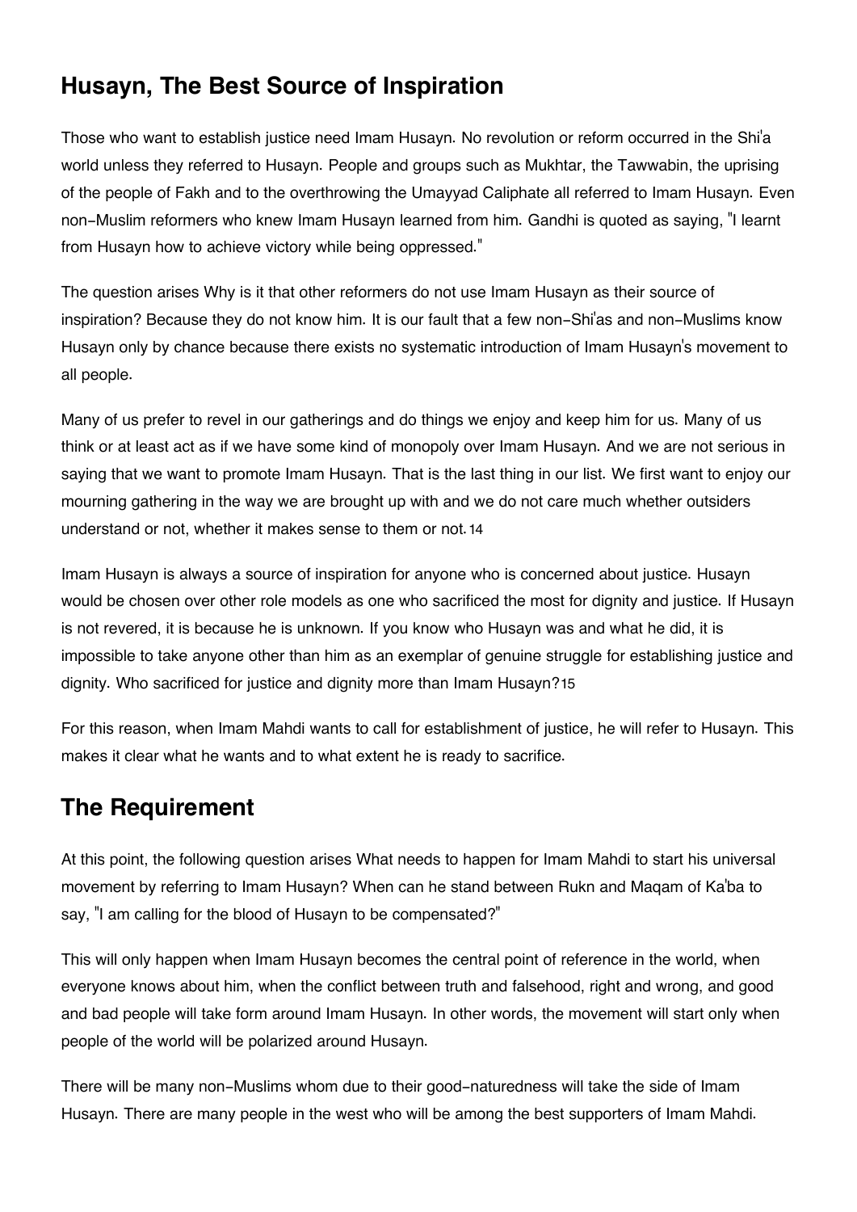## Husayn, The Best Source of Inspiration

Those who want to establish justice need Imam Husayn. No revolution or reform occurred in the Shi'a world unless they referred to Husayn. People and groups such as Mukhtar, the Tawwabin, the uprising of the people of Fakh and to the overthrowing the Umayyad Caliphate all referred to Imam Husayn. Even non-Muslim reformers who knew Imam Husayn learned from him. Gandhi is quoted as saying, "I learnt from Husayn how to achieve victory while being oppressed."

The question arises Why is it that other reformers do not use Imam Husayn as their source of inspiration? Because they do not know him. It is our fault that a few non-Shi'as and non-Muslims know Husayn only by chance because there exists no systematic introduction of Imam Husayn's movement to all people.

Many of us prefer to revel in our gatherings and do things we enjoy and keep him for us. Many of us think or at least act as if we have some kind of monopoly over Imam Husayn. And we are not serious in saying that we want to promote Imam Husayn. That is the last thing in our list. We first want to enjoy our mourning gathering in the way we are brought up with and we do not care much whether outsiders understand or not, whether it makes sense to them or not.[14]

Imam Husayn is always a source of inspiration for anyone who is concerned about justice. Husayn would be chosen over other role models as one who sacrificed the most for dignity and justice. If Husayn is not revered, it is because he is unknown. If you know who Husayn was and what he did, it is impossible to take anyone other than him as an exemplar of genuine struggle for establishing justice and dignity. Who sacrificed for justice and dignity more than Imam Husayn?[15]

For this reason, when Imam Mahdi wants to call for establishment of justice, he will refer to Husayn. This makes it clear what he wants and to what extent he is ready to sacrifice.

## The Requirement

At this point, the following question arises What needs to happen for Imam Mahdi to start his universal movement by referring to Imam Husayn? When can he stand between Rukn and Maqam of Ka'ba to say, "I am calling for the blood of Husayn to be compensated?"

This will only happen when Imam Husayn becomes the central point of reference in the world, when everyone knows about him, when the conflict between truth and falsehood, right and wrong, and good and bad people will take form around Imam Husayn. In other words, the movement will start only when people of the world will be polarized around Husayn.

There will be many non-Muslims whom due to their good-naturedness will take the side of Imam Husayn. There are many people in the west who will be among the best supporters of Imam Mahdi.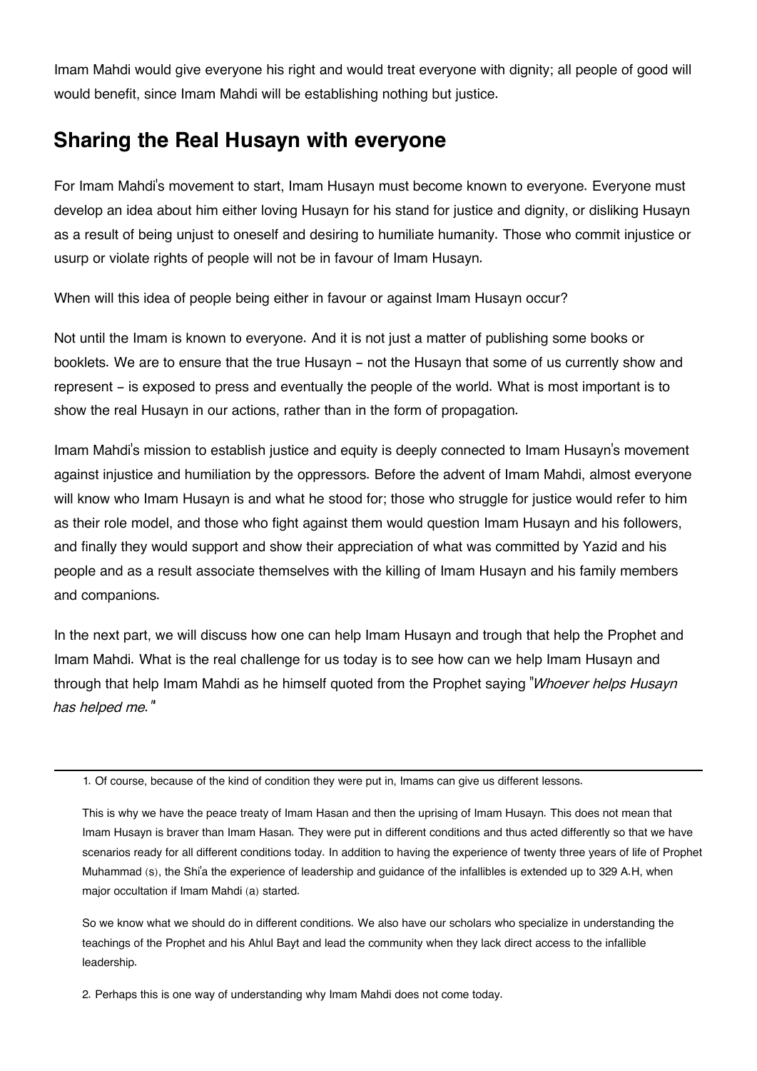Imam Mahdi would give everyone his right and would treat everyone with dignity; all people of good will would benefit, since Imam Mahdi will be establishing nothing but justice.

## Sharing the Real Husayn with everyone

For Imam Mahdi's movement to start, Imam Husayn must become known to everyone. Everyone must develop an idea about him either loving Husayn for his stand for justice and dignity, or disliking Husayn as a result of being unjust to oneself and desiring to humiliate humanity. Those who commit injustice or usurp or violate rights of people will not be in favour of Imam Husayn.

When will this idea of people being either in favour or against Imam Husayn occur?

Not until the Imam is known to everyone. And it is not just a matter of publishing some books or booklets. We are to ensure that the true Husayn – not the Husayn that some of us currently show and represent – is exposed to press and eventually the people of the world. What is most important is to show the real Husayn in our actions, rather than in the form of propagation.

Imam Mahdi's mission to establish justice and equity is deeply connected to Imam Husayn's movement against injustice and humiliation by the oppressors. Before the advent of Imam Mahdi, almost everyone will know who Imam Husayn is and what he stood for; those who struggle for justice would refer to him as their role model, and those who fight against them would question Imam Husayn and his followers, and finally they would support and show their appreciation of what was committed by Yazid and his people and as a result associate themselves with the killing of Imam Husayn and his family members and companions.

In the next part, we will discuss how one can help Imam Husayn and trough that help the Prophet and Imam Mahdi. What is the real challenge for us today is to see how can we help Imam Husayn and through that help Imam Mahdi as he himself quoted from the Prophet saying "*Whoever helps Husayn has helped me.*"

---

1. Of course, because of the kind of condition they were put in, Imams can give us different lessons.

This is why we have the peace treaty of Imam Hasan and then the uprising of Imam Husayn. This does not mean that Imam Husayn is braver than Imam Hasan. They were put in different conditions and thus acted differently so that we have scenarios ready for all different conditions today. In addition to having the experience of twenty three years of life of Prophet Muhammad (s), the Shi'a the experience of leadership and guidance of the infallibles is extended up to 329 A.H, when major occultation if Imam Mahdi (a) started.

So we know what we should do in different conditions. We also have our scholars who specialize in understanding the teachings of the Prophet and his Ahlul Bayt and lead the community when they lack direct access to the infallible leadership.

2. Perhaps this is one way of understanding why Imam Mahdi does not come today.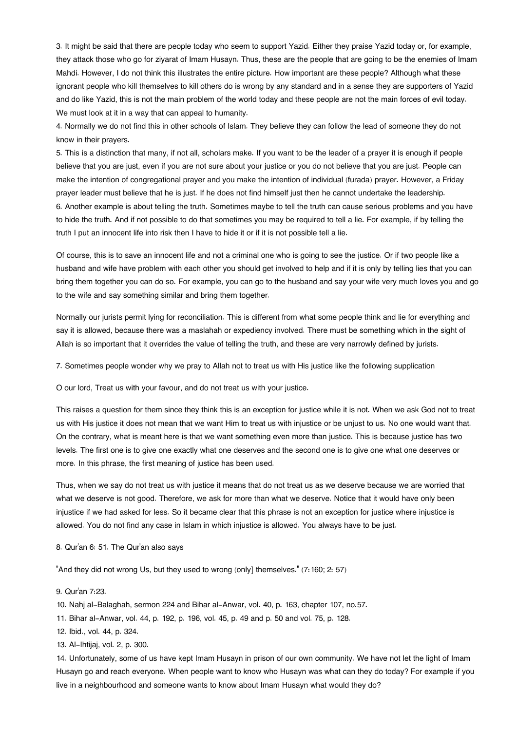3. It might be said that there are people today who seem to support Yazid. Either they praise Yazid today or, for example, they attack those who go for ziyarat of Imam Husayn. Thus, these are the people that are going to be the enemies of Imam Mahdi. However, I do not think this illustrates the entire picture. How important are these people? Although what these ignorant people who kill themselves to kill others do is wrong by any standard and in a sense they are supporters of Yazid and do like Yazid, this is not the main problem of the world today and these people are not the main forces of evil today. We must look at it in a way that can appeal to humanity.

4. Normally we do not find this in other schools of Islam. They believe they can follow the lead of someone they do not know in their prayers.

5. This is a distinction that many, if not all, scholars make. If you want to be the leader of a prayer it is enough if people believe that you are just, even if you are not sure about your justice or you do not believe that you are just. People can make the intention of congregational prayer and you make the intention of individual (furada) prayer. However, a Friday prayer leader must believe that he is just. If he does not find himself just then he cannot undertake the leadership.

6. Another example is about telling the truth. Sometimes maybe to tell the truth can cause serious problems and you have to hide the truth. And if not possible to do that sometimes you may be required to tell a lie. For example, if by telling the truth I put an innocent life into risk then I have to hide it or if it is not possible tell a lie.

Of course, this is to save an innocent life and not a criminal one who is going to see the justice. Or if two people like a husband and wife have problem with each other you should get involved to help and if it is only by telling lies that you can bring them together you can do so. For example, you can go to the husband and say your wife very much loves you and go to the wife and say something similar and bring them together.

Normally our jurists permit lying for reconciliation. This is different from what some people think and lie for everything and say it is allowed, because there was a maslahah or expediency involved. There must be something which in the sight of Allah is so important that it overrides the value of telling the truth, and these are very narrowly defined by jurists.

7. Sometimes people wonder why we pray to Allah not to treat us with His justice like the following supplication

O our lord, Treat us with your favour, and do not treat us with your justice.

This raises a question for them since they think this is an exception for justice while it is not. When we ask God not to treat us with His justice it does not mean that we want Him to treat us with injustice or be unjust to us. No one would want that. On the contrary, what is meant here is that we want something even more than justice. This is because justice has two levels. The first one is to give one exactly what one deserves and the second one is to give one what one deserves or more. In this phrase, the first meaning of justice has been used.

Thus, when we say do not treat us with justice it means that do not treat us as we deserve because we are worried that what we deserve is not good. Therefore, we ask for more than what we deserve. Notice that it would have only been injustice if we had asked for less. So it became clear that this phrase is not an exception for justice where injustice is allowed. You do not find any case in Islam in which injustice is allowed. You always have to be just.

8. Qur'an 6: 51. The Qur'an also says

"And they did not wrong Us, but they used to wrong (only] themselves." (7:160; 2: 57)

9. Qur'an 7:23.

10. Nahj al-Balaghah, sermon 224 and Bihar al-Anwar, vol. 40, p. 163, chapter 107, no.57.

11. Bihar al-Anwar, vol. 44, p. 192, p. 196, vol. 45, p. 49 and p. 50 and vol. 75, p. 128.

12. Ibid., vol. 44, p. 324.

13. Al-Ihtijaj, vol. 2, p. 300.

14. Unfortunately, some of us have kept Imam Husayn in prison of our own community. We have not let the light of Imam Husayn go and reach everyone. When people want to know who Husayn was what can they do today? For example if you live in a neighbourhood and someone wants to know about Imam Husayn what would they do?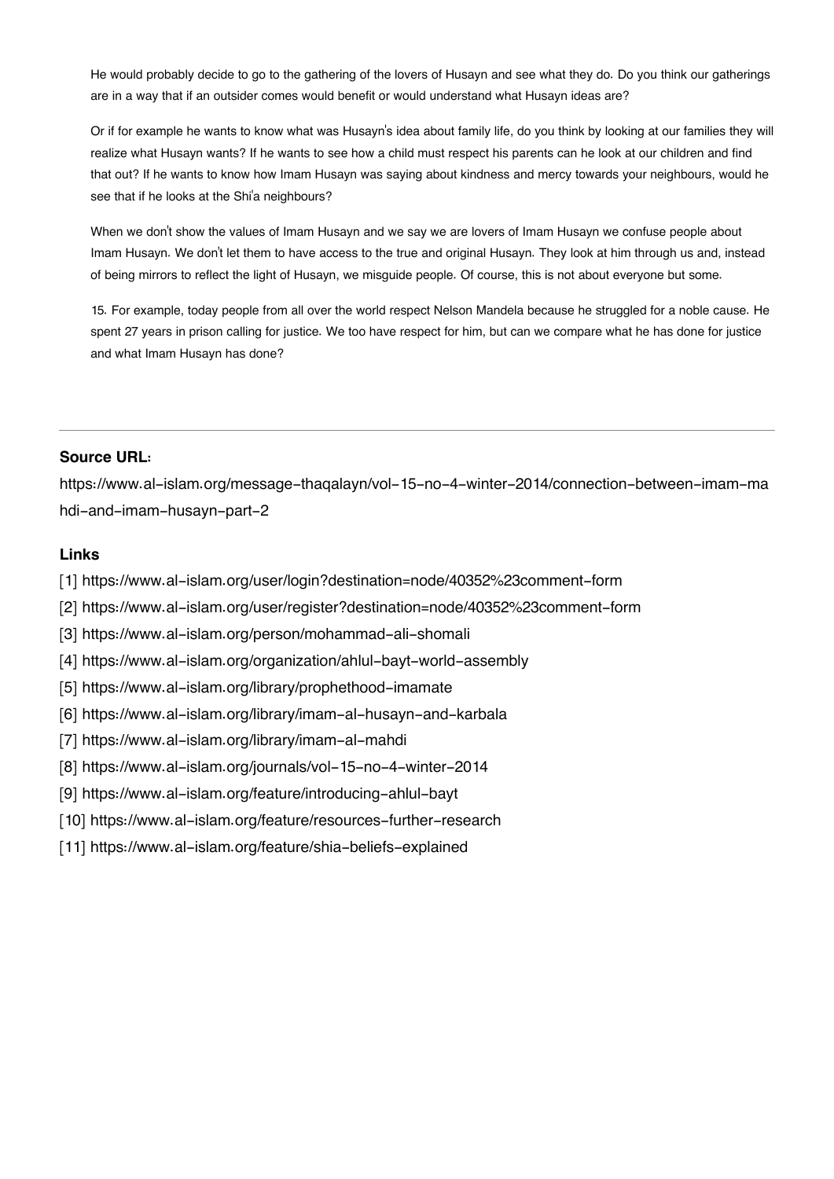He would probably decide to go to the gathering of the lovers of Husayn and see what they do. Do you think our gatherings are in a way that if an outsider comes would benefit or would understand what Husayn ideas are?

Or if for example he wants to know what was Husayn's idea about family life, do you think by looking at our families they will realize what Husayn wants? If he wants to see how a child must respect his parents can he look at our children and find that out? If he wants to know how Imam Husayn was saying about kindness and mercy towards your neighbours, would he see that if he looks at the Shi'a neighbours?

When we don't show the values of Imam Husayn and we say we are lovers of Imam Husayn we confuse people about Imam Husayn. We don't let them to have access to the true and original Husayn. They look at him through us and, instead of being mirrors to reflect the light of Husayn, we misguide people. Of course, this is not about everyone but some.

15. For example, today people from all over the world respect Nelson Mandela because he struggled for a noble cause. He spent 27 years in prison calling for justice. We too have respect for him, but can we compare what he has done for justice and what Imam Husayn has done?

---

**Source URL:**

https://www.al-islam.org/message-thaqalayn/vol-15-no-4-winter-2014/connection-between-imam-mahdi-and-imam-husayn-part-2

**Links**

[1] https://www.al-islam.org/user/login?destination=node/40352%23comment-form
[2] https://www.al-islam.org/user/register?destination=node/40352%23comment-form
[3] https://www.al-islam.org/person/mohammad-ali-shomali
[4] https://www.al-islam.org/organization/ahlul-bayt-world-assembly
[5] https://www.al-islam.org/library/prophethood-imamate
[6] https://www.al-islam.org/library/imam-al-husayn-and-karbala
[7] https://www.al-islam.org/library/imam-al-mahdi
[8] https://www.al-islam.org/journals/vol-15-no-4-winter-2014
[9] https://www.al-islam.org/feature/introducing-ahlul-bayt
[10] https://www.al-islam.org/feature/resources-further-research
[11] https://www.al-islam.org/feature/shia-beliefs-explained